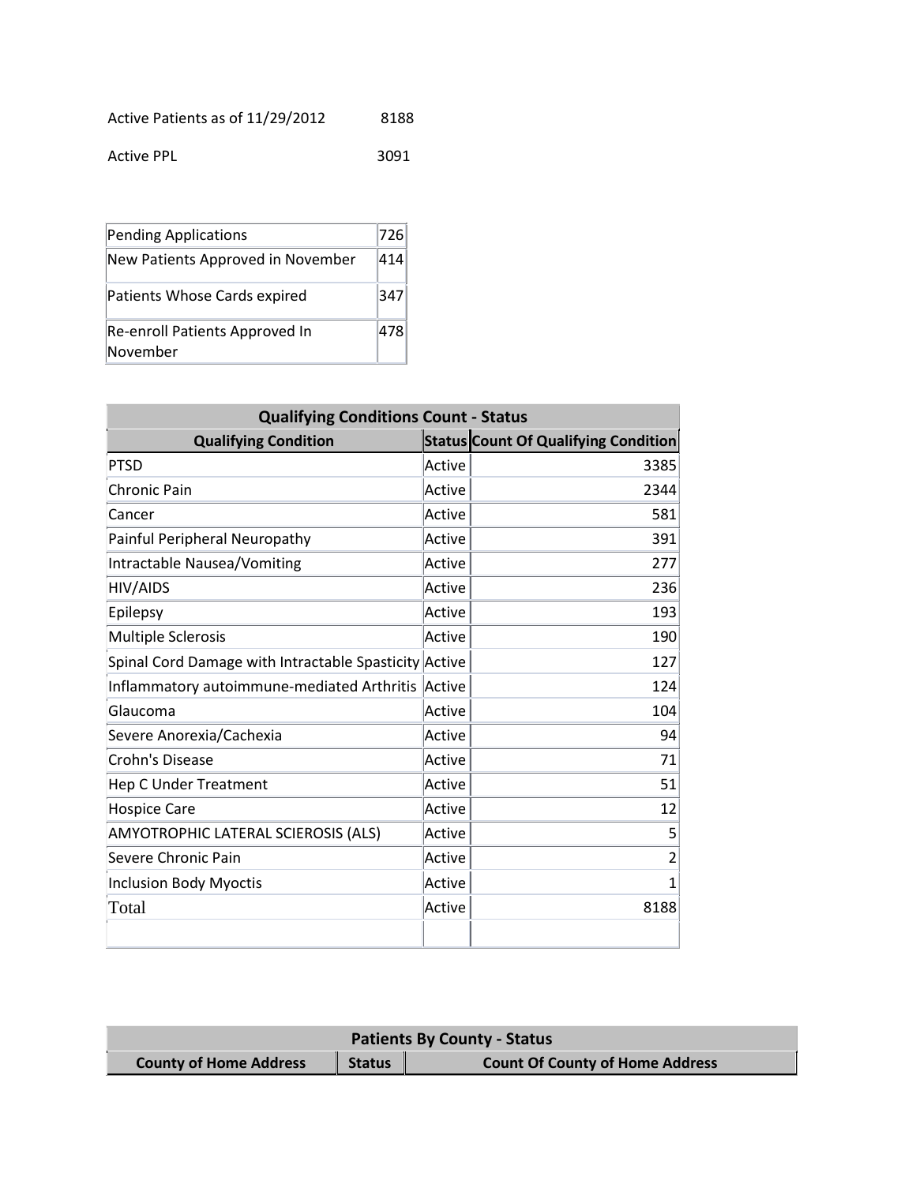Active Patients as of 11/29/2012 8188

Active PPL 3091

| Pending Applications | 726 |
|---|---|
| New Patients Approved in November | 414 |
| Patients Whose Cards expired | 347 |
| Re-enroll Patients Approved In November | 478 |

| Qualifying Conditions Count - Status | | |
|---|---|---|
| **Qualifying Condition** | **Status** | **Count Of Qualifying Condition** |
| PTSD | Active | 3385 |
| Chronic Pain | Active | 2344 |
| Cancer | Active | 581 |
| Painful Peripheral Neuropathy | Active | 391 |
| Intractable Nausea/Vomiting | Active | 277 |
| HIV/AIDS | Active | 236 |
| Epilepsy | Active | 193 |
| Multiple Sclerosis | Active | 190 |
| Spinal Cord Damage with Intractable Spasticity | Active | 127 |
| Inflammatory autoimmune-mediated Arthritis | Active | 124 |
| Glaucoma | Active | 104 |
| Severe Anorexia/Cachexia | Active | 94 |
| Crohn's Disease | Active | 71 |
| Hep C Under Treatment | Active | 51 |
| Hospice Care | Active | 12 |
| AMYOTROPHIC LATERAL SCIEROSIS (ALS) | Active | 5 |
| Severe Chronic Pain | Active | 2 |
| Inclusion Body Myoctis | Active | 1 |
| Total | Active | 8188 |
| | | |

| Patients By County - Status | | |
|---|---|---|
| **County of Home Address** | **Status** | **Count Of County of Home Address** |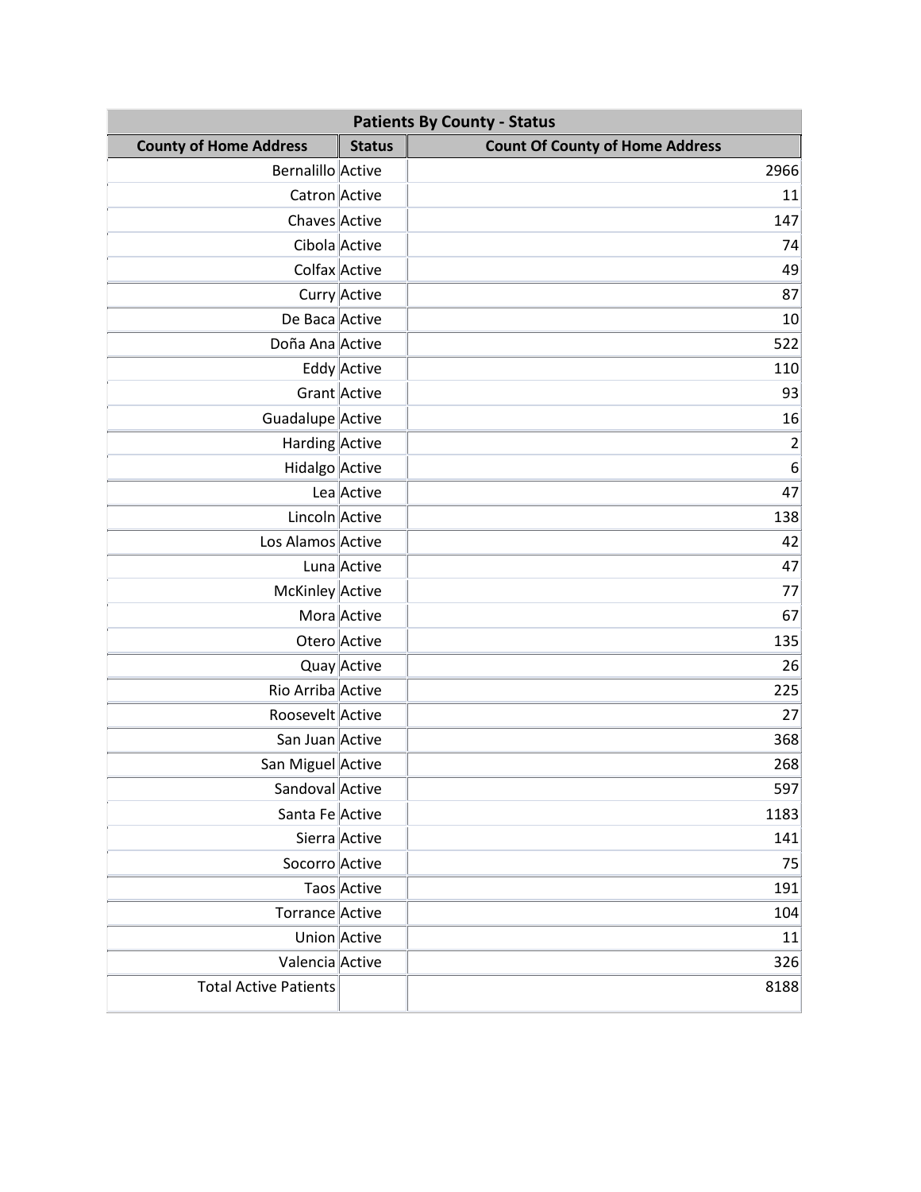| Patients By County - Status | | |
|---|---|---|
| **County of Home Address** | **Status** | **Count Of County of Home Address** |
| Bernalillo | Active | 2966 |
| Catron | Active | 11 |
| Chaves | Active | 147 |
| Cibola | Active | 74 |
| Colfax | Active | 49 |
| Curry | Active | 87 |
| De Baca | Active | 10 |
| Doña Ana | Active | 522 |
| Eddy | Active | 110 |
| Grant | Active | 93 |
| Guadalupe | Active | 16 |
| Harding | Active | 2 |
| Hidalgo | Active | 6 |
| Lea | Active | 47 |
| Lincoln | Active | 138 |
| Los Alamos | Active | 42 |
| Luna | Active | 47 |
| McKinley | Active | 77 |
| Mora | Active | 67 |
| Otero | Active | 135 |
| Quay | Active | 26 |
| Rio Arriba | Active | 225 |
| Roosevelt | Active | 27 |
| San Juan | Active | 368 |
| San Miguel | Active | 268 |
| Sandoval | Active | 597 |
| Santa Fe | Active | 1183 |
| Sierra | Active | 141 |
| Socorro | Active | 75 |
| Taos | Active | 191 |
| Torrance | Active | 104 |
| Union | Active | 11 |
| Valencia | Active | 326 |
| Total Active Patients | | 8188 |